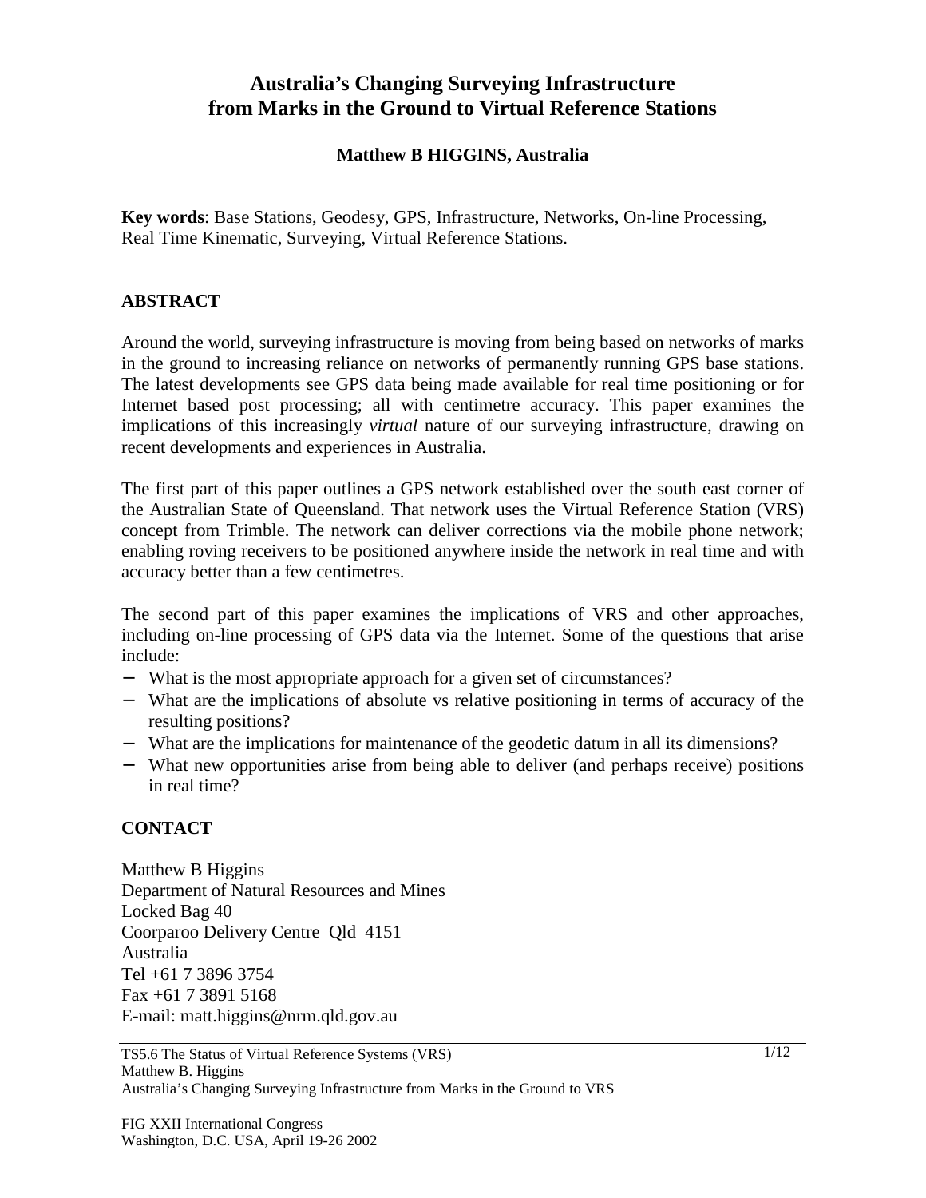# Australia's Changing Surveying Infrastructure from Marks in the Ground to Virtual Reference Stations

**Matthew B HIGGINS, Australia**

**Key words**: Base Stations, Geodesy, GPS, Infrastructure, Networks, On-line Processing, Real Time Kinematic, Surveying, Virtual Reference Stations.

## ABSTRACT

Around the world, surveying infrastructure is moving from being based on networks of marks in the ground to increasing reliance on networks of permanently running GPS base stations. The latest developments see GPS data being made available for real time positioning or for Internet based post processing; all with centimetre accuracy. This paper examines the implications of this increasingly *virtual* nature of our surveying infrastructure, drawing on recent developments and experiences in Australia.

The first part of this paper outlines a GPS network established over the south east corner of the Australian State of Queensland. That network uses the Virtual Reference Station (VRS) concept from Trimble. The network can deliver corrections via the mobile phone network; enabling roving receivers to be positioned anywhere inside the network in real time and with accuracy better than a few centimetres.

The second part of this paper examines the implications of VRS and other approaches, including on-line processing of GPS data via the Internet. Some of the questions that arise include:

- What is the most appropriate approach for a given set of circumstances?
- What are the implications of absolute vs relative positioning in terms of accuracy of the resulting positions?
- What are the implications for maintenance of the geodetic datum in all its dimensions?
- What new opportunities arise from being able to deliver (and perhaps receive) positions in real time?

## CONTACT

Matthew B Higgins
Department of Natural Resources and Mines
Locked Bag 40
Coorparoo Delivery Centre Qld 4151
Australia
Tel +61 7 3896 3754
Fax +61 7 3891 5168
E-mail: matt.higgins@nrm.qld.gov.au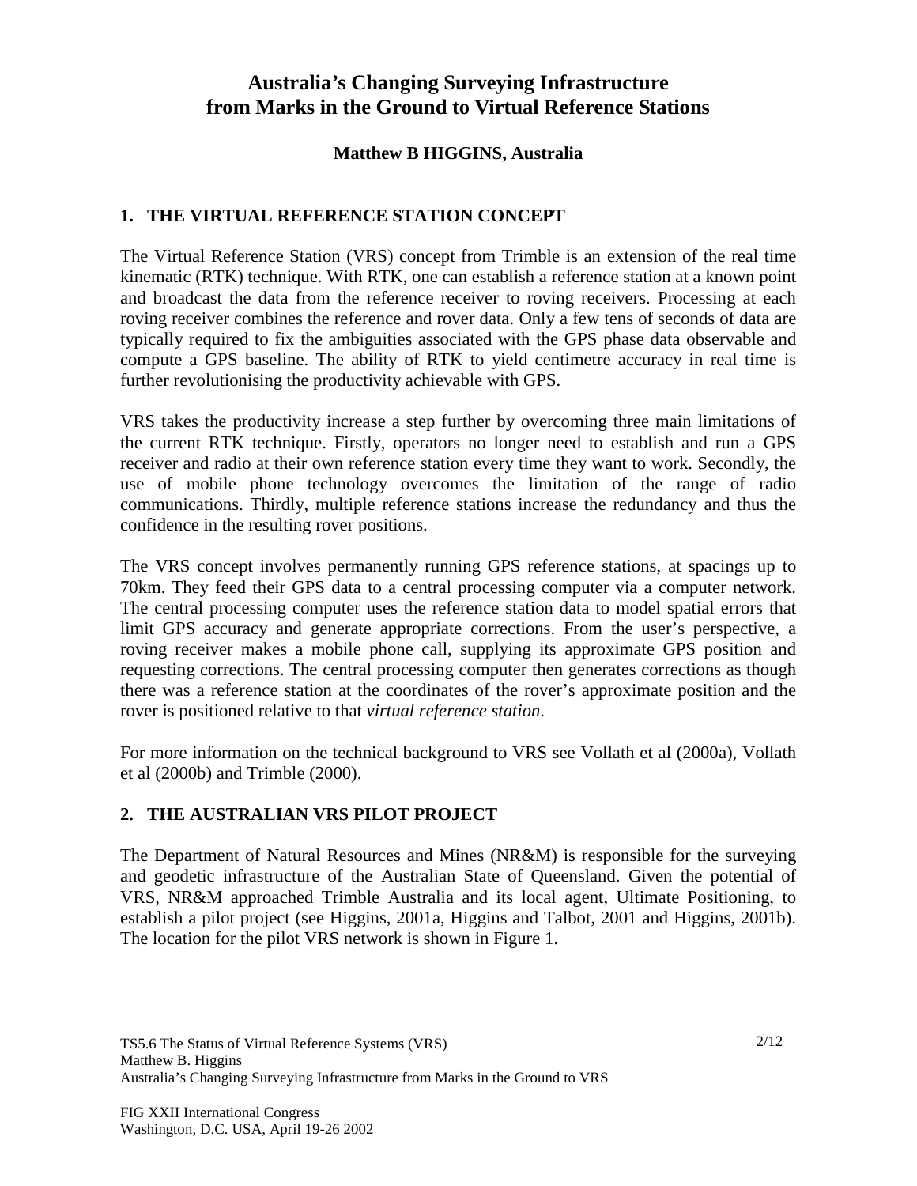# Australia's Changing Surveying Infrastructure from Marks in the Ground to Virtual Reference Stations

**Matthew B HIGGINS, Australia**

## 1. THE VIRTUAL REFERENCE STATION CONCEPT

The Virtual Reference Station (VRS) concept from Trimble is an extension of the real time kinematic (RTK) technique. With RTK, one can establish a reference station at a known point and broadcast the data from the reference receiver to roving receivers. Processing at each roving receiver combines the reference and rover data. Only a few tens of seconds of data are typically required to fix the ambiguities associated with the GPS phase data observable and compute a GPS baseline. The ability of RTK to yield centimetre accuracy in real time is further revolutionising the productivity achievable with GPS.

VRS takes the productivity increase a step further by overcoming three main limitations of the current RTK technique. Firstly, operators no longer need to establish and run a GPS receiver and radio at their own reference station every time they want to work. Secondly, the use of mobile phone technology overcomes the limitation of the range of radio communications. Thirdly, multiple reference stations increase the redundancy and thus the confidence in the resulting rover positions.

The VRS concept involves permanently running GPS reference stations, at spacings up to 70km. They feed their GPS data to a central processing computer via a computer network. The central processing computer uses the reference station data to model spatial errors that limit GPS accuracy and generate appropriate corrections. From the user's perspective, a roving receiver makes a mobile phone call, supplying its approximate GPS position and requesting corrections. The central processing computer then generates corrections as though there was a reference station at the coordinates of the rover's approximate position and the rover is positioned relative to that *virtual reference station*.

For more information on the technical background to VRS see Vollath et al (2000a), Vollath et al (2000b) and Trimble (2000).

## 2. THE AUSTRALIAN VRS PILOT PROJECT

The Department of Natural Resources and Mines (NR&M) is responsible for the surveying and geodetic infrastructure of the Australian State of Queensland. Given the potential of VRS, NR&M approached Trimble Australia and its local agent, Ultimate Positioning, to establish a pilot project (see Higgins, 2001a, Higgins and Talbot, 2001 and Higgins, 2001b). The location for the pilot VRS network is shown in Figure 1.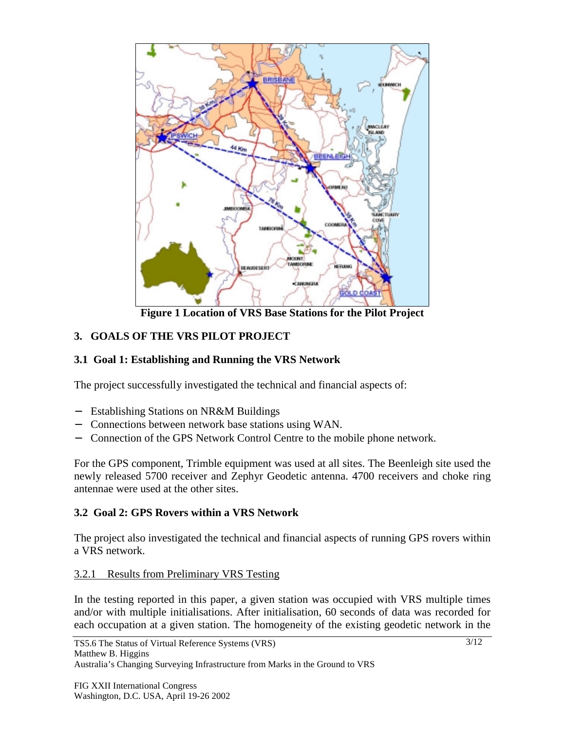**Figure 1 Location of VRS Base Stations for the Pilot Project**

## 3. GOALS OF THE VRS PILOT PROJECT

### 3.1 Goal 1: Establishing and Running the VRS Network

The project successfully investigated the technical and financial aspects of:

- Establishing Stations on NR&M Buildings
- Connections between network base stations using WAN.
- Connection of the GPS Network Control Centre to the mobile phone network.

For the GPS component, Trimble equipment was used at all sites. The Beenleigh site used the newly released 5700 receiver and Zephyr Geodetic antenna. 4700 receivers and choke ring antennae were used at the other sites.

### 3.2 Goal 2: GPS Rovers within a VRS Network

The project also investigated the technical and financial aspects of running GPS rovers within a VRS network.

#### 3.2.1 Results from Preliminary VRS Testing

In the testing reported in this paper, a given station was occupied with VRS multiple times and/or with multiple initialisations. After initialisation, 60 seconds of data was recorded for each occupation at a given station. The homogeneity of the existing geodetic network in the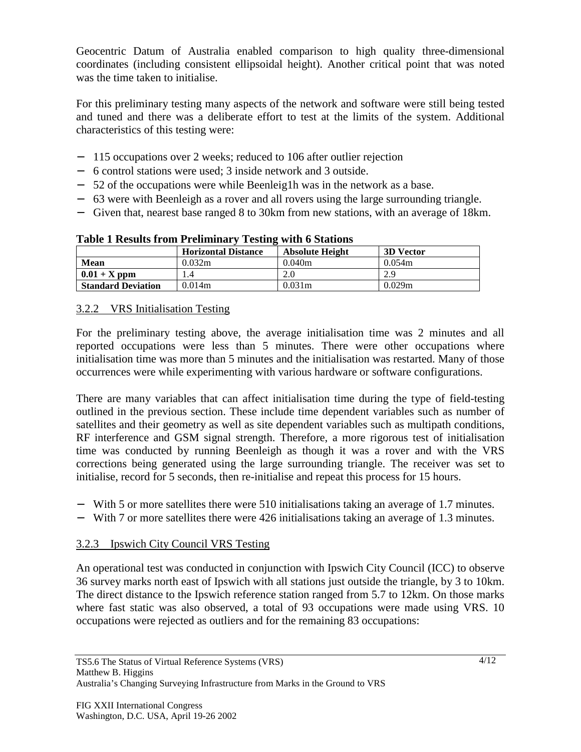Geocentric Datum of Australia enabled comparison to high quality three-dimensional coordinates (including consistent ellipsoidal height). Another critical point that was noted was the time taken to initialise.

For this preliminary testing many aspects of the network and software were still being tested and tuned and there was a deliberate effort to test at the limits of the system. Additional characteristics of this testing were:

- 115 occupations over 2 weeks; reduced to 106 after outlier rejection
- 6 control stations were used; 3 inside network and 3 outside.
- 52 of the occupations were while Beenleig1h was in the network as a base.
- 63 were with Beenleigh as a rover and all rovers using the large surrounding triangle.
- Given that, nearest base ranged 8 to 30km from new stations, with an average of 18km.

**Table 1 Results from Preliminary Testing with 6 Stations**

| | Horizontal Distance | Absolute Height | 3D Vector |
|---|---|---|---|
| **Mean** | 0.032m | 0.040m | 0.054m |
| **0.01 + X ppm** | 1.4 | 2.0 | 2.9 |
| **Standard Deviation** | 0.014m | 0.031m | 0.029m |

### 3.2.2 VRS Initialisation Testing

For the preliminary testing above, the average initialisation time was 2 minutes and all reported occupations were less than 5 minutes. There were other occupations where initialisation time was more than 5 minutes and the initialisation was restarted. Many of those occurrences were while experimenting with various hardware or software configurations.

There are many variables that can affect initialisation time during the type of field-testing outlined in the previous section. These include time dependent variables such as number of satellites and their geometry as well as site dependent variables such as multipath conditions, RF interference and GSM signal strength. Therefore, a more rigorous test of initialisation time was conducted by running Beenleigh as though it was a rover and with the VRS corrections being generated using the large surrounding triangle. The receiver was set to initialise, record for 5 seconds, then re-initialise and repeat this process for 15 hours.

- With 5 or more satellites there were 510 initialisations taking an average of 1.7 minutes.
- With 7 or more satellites there were 426 initialisations taking an average of 1.3 minutes.

### 3.2.3 Ipswich City Council VRS Testing

An operational test was conducted in conjunction with Ipswich City Council (ICC) to observe 36 survey marks north east of Ipswich with all stations just outside the triangle, by 3 to 10km. The direct distance to the Ipswich reference station ranged from 5.7 to 12km. On those marks where fast static was also observed, a total of 93 occupations were made using VRS. 10 occupations were rejected as outliers and for the remaining 83 occupations: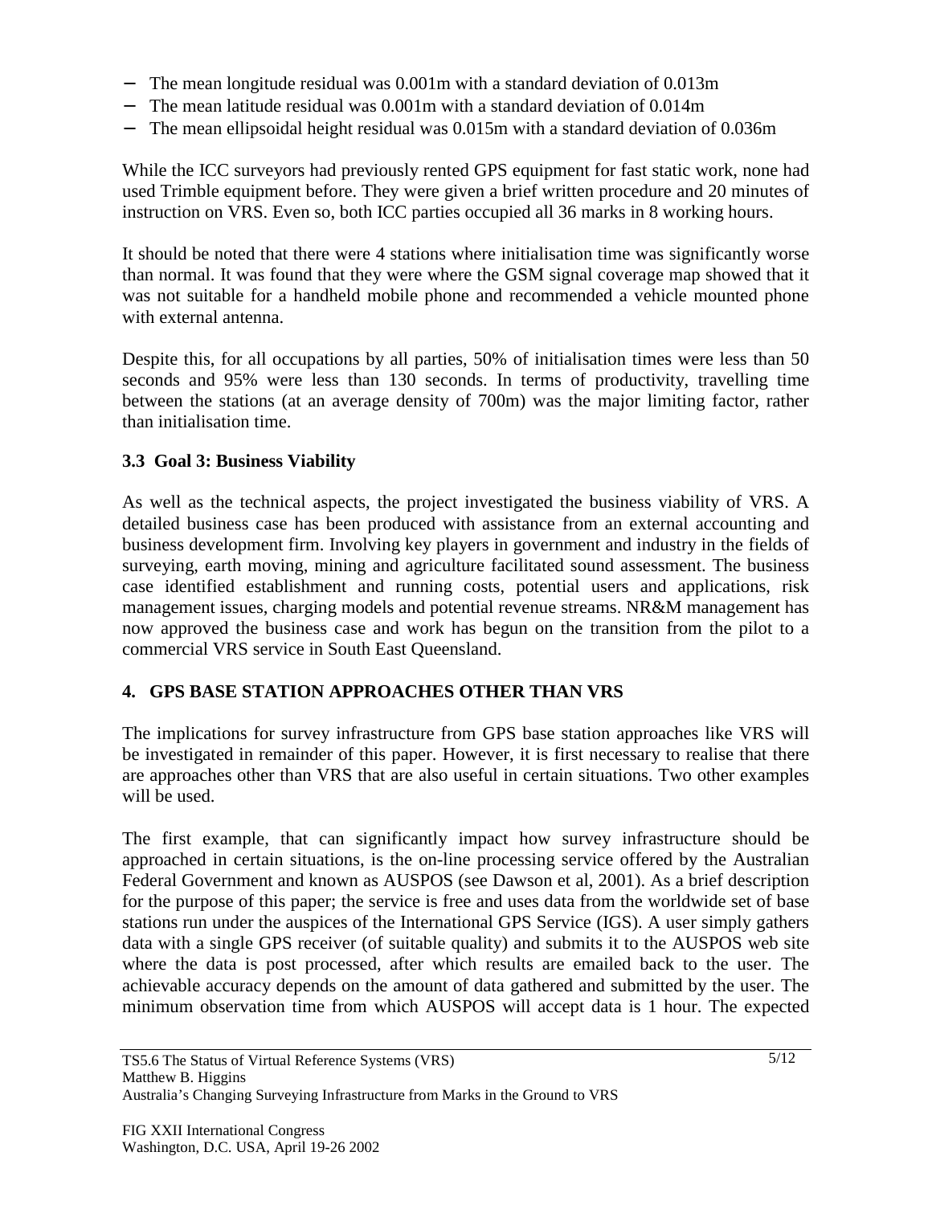- The mean longitude residual was 0.001m with a standard deviation of 0.013m
- The mean latitude residual was 0.001m with a standard deviation of 0.014m
- The mean ellipsoidal height residual was 0.015m with a standard deviation of 0.036m

While the ICC surveyors had previously rented GPS equipment for fast static work, none had used Trimble equipment before. They were given a brief written procedure and 20 minutes of instruction on VRS. Even so, both ICC parties occupied all 36 marks in 8 working hours.

It should be noted that there were 4 stations where initialisation time was significantly worse than normal. It was found that they were where the GSM signal coverage map showed that it was not suitable for a handheld mobile phone and recommended a vehicle mounted phone with external antenna.

Despite this, for all occupations by all parties, 50% of initialisation times were less than 50 seconds and 95% were less than 130 seconds. In terms of productivity, travelling time between the stations (at an average density of 700m) was the major limiting factor, rather than initialisation time.

### 3.3 Goal 3: Business Viability

As well as the technical aspects, the project investigated the business viability of VRS. A detailed business case has been produced with assistance from an external accounting and business development firm. Involving key players in government and industry in the fields of surveying, earth moving, mining and agriculture facilitated sound assessment. The business case identified establishment and running costs, potential users and applications, risk management issues, charging models and potential revenue streams. NR&M management has now approved the business case and work has begun on the transition from the pilot to a commercial VRS service in South East Queensland.

## 4. GPS BASE STATION APPROACHES OTHER THAN VRS

The implications for survey infrastructure from GPS base station approaches like VRS will be investigated in remainder of this paper. However, it is first necessary to realise that there are approaches other than VRS that are also useful in certain situations. Two other examples will be used.

The first example, that can significantly impact how survey infrastructure should be approached in certain situations, is the on-line processing service offered by the Australian Federal Government and known as AUSPOS (see Dawson et al, 2001). As a brief description for the purpose of this paper; the service is free and uses data from the worldwide set of base stations run under the auspices of the International GPS Service (IGS). A user simply gathers data with a single GPS receiver (of suitable quality) and submits it to the AUSPOS web site where the data is post processed, after which results are emailed back to the user. The achievable accuracy depends on the amount of data gathered and submitted by the user. The minimum observation time from which AUSPOS will accept data is 1 hour. The expected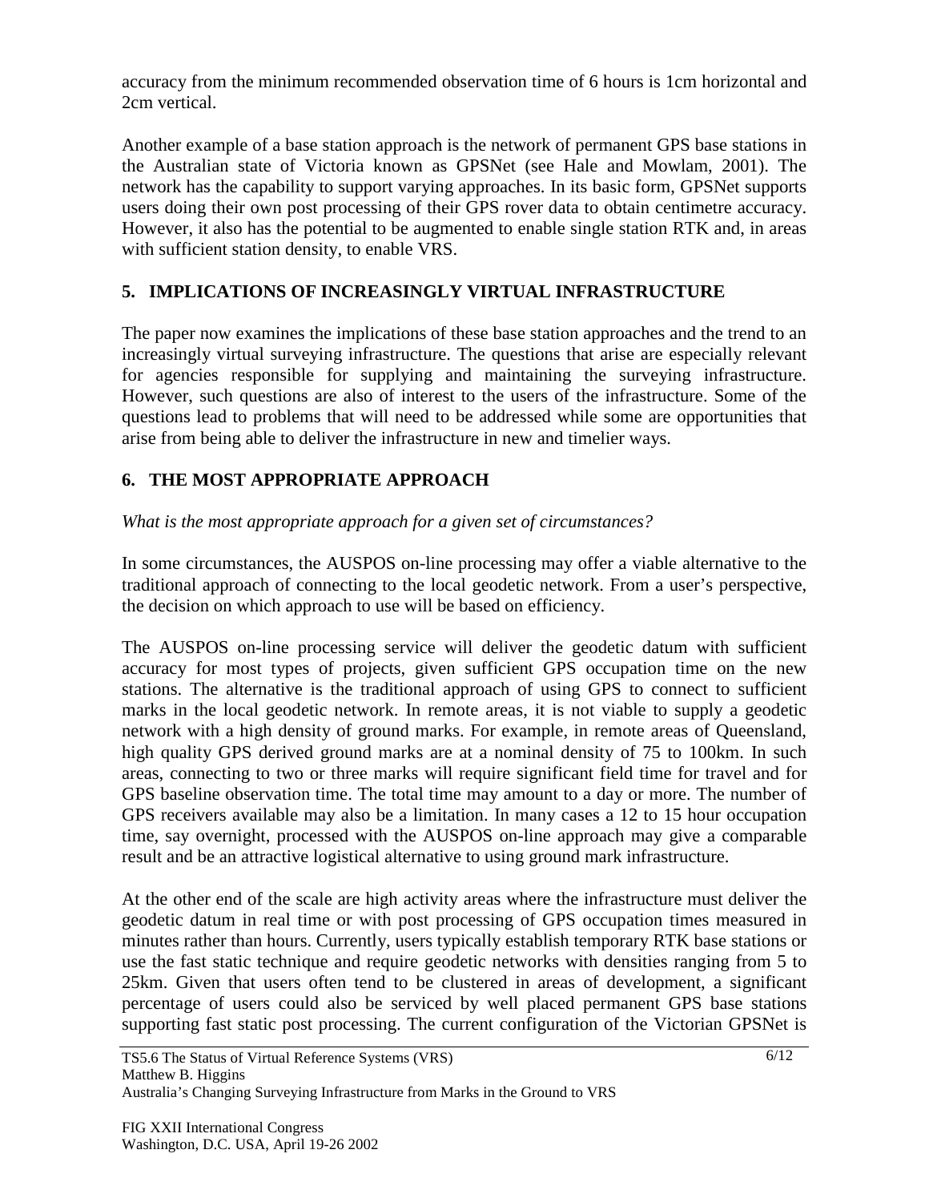accuracy from the minimum recommended observation time of 6 hours is 1cm horizontal and 2cm vertical.

Another example of a base station approach is the network of permanent GPS base stations in the Australian state of Victoria known as GPSNet (see Hale and Mowlam, 2001). The network has the capability to support varying approaches. In its basic form, GPSNet supports users doing their own post processing of their GPS rover data to obtain centimetre accuracy. However, it also has the potential to be augmented to enable single station RTK and, in areas with sufficient station density, to enable VRS.

## 5. IMPLICATIONS OF INCREASINGLY VIRTUAL INFRASTRUCTURE

The paper now examines the implications of these base station approaches and the trend to an increasingly virtual surveying infrastructure. The questions that arise are especially relevant for agencies responsible for supplying and maintaining the surveying infrastructure. However, such questions are also of interest to the users of the infrastructure. Some of the questions lead to problems that will need to be addressed while some are opportunities that arise from being able to deliver the infrastructure in new and timelier ways.

## 6. THE MOST APPROPRIATE APPROACH

*What is the most appropriate approach for a given set of circumstances?*

In some circumstances, the AUSPOS on-line processing may offer a viable alternative to the traditional approach of connecting to the local geodetic network. From a user's perspective, the decision on which approach to use will be based on efficiency.

The AUSPOS on-line processing service will deliver the geodetic datum with sufficient accuracy for most types of projects, given sufficient GPS occupation time on the new stations. The alternative is the traditional approach of using GPS to connect to sufficient marks in the local geodetic network. In remote areas, it is not viable to supply a geodetic network with a high density of ground marks. For example, in remote areas of Queensland, high quality GPS derived ground marks are at a nominal density of 75 to 100km. In such areas, connecting to two or three marks will require significant field time for travel and for GPS baseline observation time. The total time may amount to a day or more. The number of GPS receivers available may also be a limitation. In many cases a 12 to 15 hour occupation time, say overnight, processed with the AUSPOS on-line approach may give a comparable result and be an attractive logistical alternative to using ground mark infrastructure.

At the other end of the scale are high activity areas where the infrastructure must deliver the geodetic datum in real time or with post processing of GPS occupation times measured in minutes rather than hours. Currently, users typically establish temporary RTK base stations or use the fast static technique and require geodetic networks with densities ranging from 5 to 25km. Given that users often tend to be clustered in areas of development, a significant percentage of users could also be serviced by well placed permanent GPS base stations supporting fast static post processing. The current configuration of the Victorian GPSNet is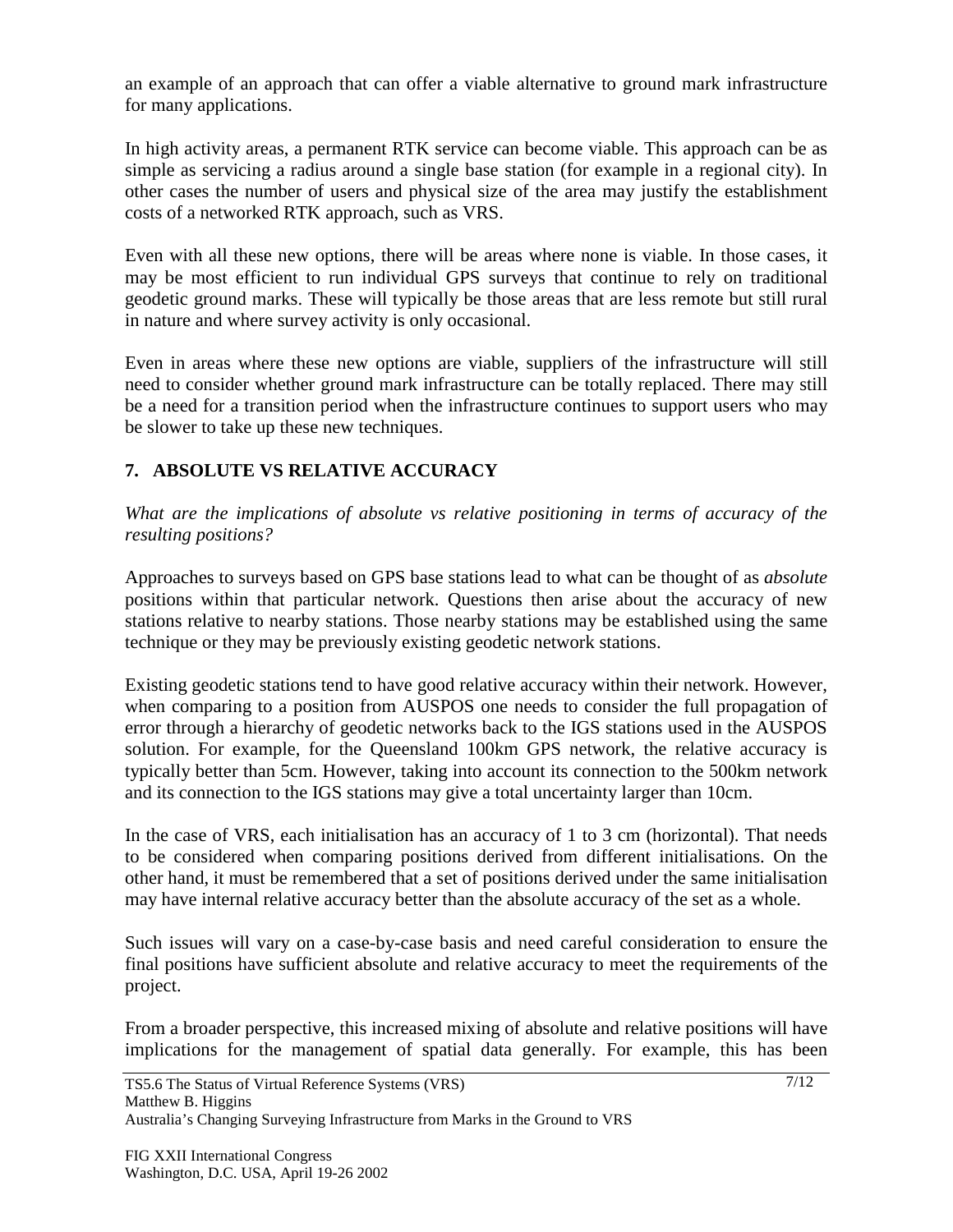an example of an approach that can offer a viable alternative to ground mark infrastructure for many applications.

In high activity areas, a permanent RTK service can become viable. This approach can be as simple as servicing a radius around a single base station (for example in a regional city). In other cases the number of users and physical size of the area may justify the establishment costs of a networked RTK approach, such as VRS.

Even with all these new options, there will be areas where none is viable. In those cases, it may be most efficient to run individual GPS surveys that continue to rely on traditional geodetic ground marks. These will typically be those areas that are less remote but still rural in nature and where survey activity is only occasional.

Even in areas where these new options are viable, suppliers of the infrastructure will still need to consider whether ground mark infrastructure can be totally replaced. There may still be a need for a transition period when the infrastructure continues to support users who may be slower to take up these new techniques.

## 7. ABSOLUTE VS RELATIVE ACCURACY

*What are the implications of absolute vs relative positioning in terms of accuracy of the resulting positions?*

Approaches to surveys based on GPS base stations lead to what can be thought of as *absolute* positions within that particular network. Questions then arise about the accuracy of new stations relative to nearby stations. Those nearby stations may be established using the same technique or they may be previously existing geodetic network stations.

Existing geodetic stations tend to have good relative accuracy within their network. However, when comparing to a position from AUSPOS one needs to consider the full propagation of error through a hierarchy of geodetic networks back to the IGS stations used in the AUSPOS solution. For example, for the Queensland 100km GPS network, the relative accuracy is typically better than 5cm. However, taking into account its connection to the 500km network and its connection to the IGS stations may give a total uncertainty larger than 10cm.

In the case of VRS, each initialisation has an accuracy of 1 to 3 cm (horizontal). That needs to be considered when comparing positions derived from different initialisations. On the other hand, it must be remembered that a set of positions derived under the same initialisation may have internal relative accuracy better than the absolute accuracy of the set as a whole.

Such issues will vary on a case-by-case basis and need careful consideration to ensure the final positions have sufficient absolute and relative accuracy to meet the requirements of the project.

From a broader perspective, this increased mixing of absolute and relative positions will have implications for the management of spatial data generally. For example, this has been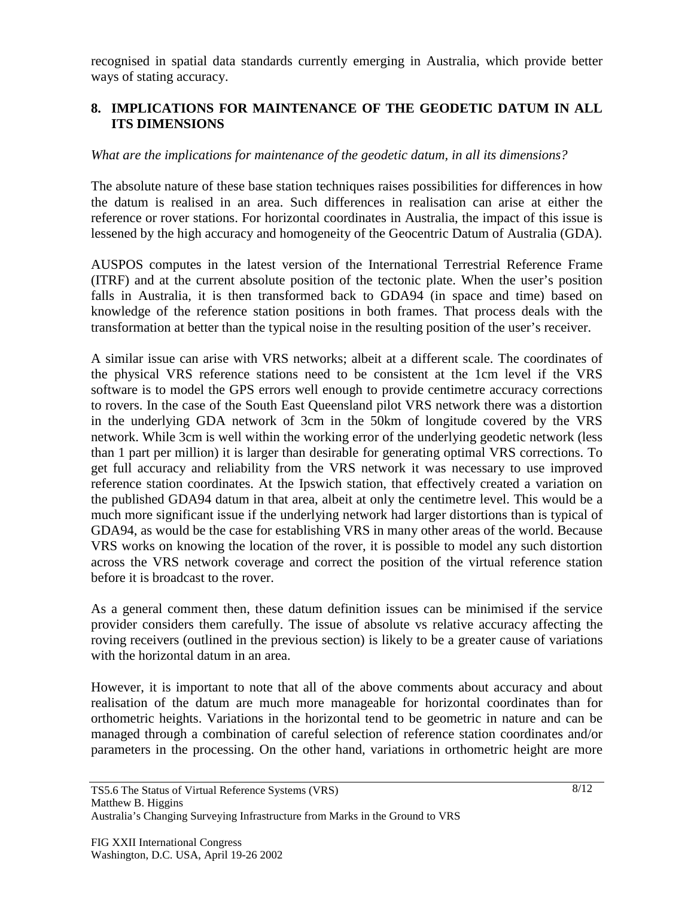recognised in spatial data standards currently emerging in Australia, which provide better ways of stating accuracy.

## 8. IMPLICATIONS FOR MAINTENANCE OF THE GEODETIC DATUM IN ALL ITS DIMENSIONS

*What are the implications for maintenance of the geodetic datum, in all its dimensions?*

The absolute nature of these base station techniques raises possibilities for differences in how the datum is realised in an area. Such differences in realisation can arise at either the reference or rover stations. For horizontal coordinates in Australia, the impact of this issue is lessened by the high accuracy and homogeneity of the Geocentric Datum of Australia (GDA).

AUSPOS computes in the latest version of the International Terrestrial Reference Frame (ITRF) and at the current absolute position of the tectonic plate. When the user's position falls in Australia, it is then transformed back to GDA94 (in space and time) based on knowledge of the reference station positions in both frames. That process deals with the transformation at better than the typical noise in the resulting position of the user's receiver.

A similar issue can arise with VRS networks; albeit at a different scale. The coordinates of the physical VRS reference stations need to be consistent at the 1cm level if the VRS software is to model the GPS errors well enough to provide centimetre accuracy corrections to rovers. In the case of the South East Queensland pilot VRS network there was a distortion in the underlying GDA network of 3cm in the 50km of longitude covered by the VRS network. While 3cm is well within the working error of the underlying geodetic network (less than 1 part per million) it is larger than desirable for generating optimal VRS corrections. To get full accuracy and reliability from the VRS network it was necessary to use improved reference station coordinates. At the Ipswich station, that effectively created a variation on the published GDA94 datum in that area, albeit at only the centimetre level. This would be a much more significant issue if the underlying network had larger distortions than is typical of GDA94, as would be the case for establishing VRS in many other areas of the world. Because VRS works on knowing the location of the rover, it is possible to model any such distortion across the VRS network coverage and correct the position of the virtual reference station before it is broadcast to the rover.

As a general comment then, these datum definition issues can be minimised if the service provider considers them carefully. The issue of absolute vs relative accuracy affecting the roving receivers (outlined in the previous section) is likely to be a greater cause of variations with the horizontal datum in an area.

However, it is important to note that all of the above comments about accuracy and about realisation of the datum are much more manageable for horizontal coordinates than for orthometric heights. Variations in the horizontal tend to be geometric in nature and can be managed through a combination of careful selection of reference station coordinates and/or parameters in the processing. On the other hand, variations in orthometric height are more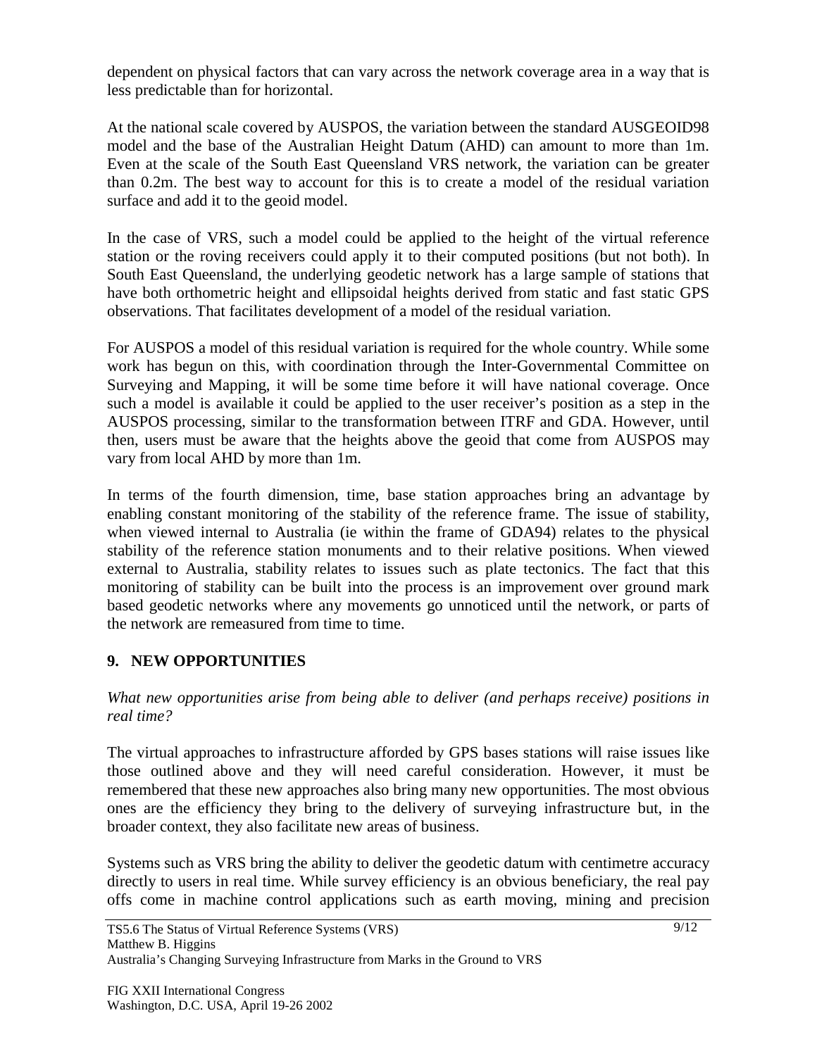dependent on physical factors that can vary across the network coverage area in a way that is less predictable than for horizontal.

At the national scale covered by AUSPOS, the variation between the standard AUSGEOID98 model and the base of the Australian Height Datum (AHD) can amount to more than 1m. Even at the scale of the South East Queensland VRS network, the variation can be greater than 0.2m. The best way to account for this is to create a model of the residual variation surface and add it to the geoid model.

In the case of VRS, such a model could be applied to the height of the virtual reference station or the roving receivers could apply it to their computed positions (but not both). In South East Queensland, the underlying geodetic network has a large sample of stations that have both orthometric height and ellipsoidal heights derived from static and fast static GPS observations. That facilitates development of a model of the residual variation.

For AUSPOS a model of this residual variation is required for the whole country. While some work has begun on this, with coordination through the Inter-Governmental Committee on Surveying and Mapping, it will be some time before it will have national coverage. Once such a model is available it could be applied to the user receiver's position as a step in the AUSPOS processing, similar to the transformation between ITRF and GDA. However, until then, users must be aware that the heights above the geoid that come from AUSPOS may vary from local AHD by more than 1m.

In terms of the fourth dimension, time, base station approaches bring an advantage by enabling constant monitoring of the stability of the reference frame. The issue of stability, when viewed internal to Australia (ie within the frame of GDA94) relates to the physical stability of the reference station monuments and to their relative positions. When viewed external to Australia, stability relates to issues such as plate tectonics. The fact that this monitoring of stability can be built into the process is an improvement over ground mark based geodetic networks where any movements go unnoticed until the network, or parts of the network are remeasured from time to time.

## 9. NEW OPPORTUNITIES

*What new opportunities arise from being able to deliver (and perhaps receive) positions in real time?*

The virtual approaches to infrastructure afforded by GPS bases stations will raise issues like those outlined above and they will need careful consideration. However, it must be remembered that these new approaches also bring many new opportunities. The most obvious ones are the efficiency they bring to the delivery of surveying infrastructure but, in the broader context, they also facilitate new areas of business.

Systems such as VRS bring the ability to deliver the geodetic datum with centimetre accuracy directly to users in real time. While survey efficiency is an obvious beneficiary, the real pay offs come in machine control applications such as earth moving, mining and precision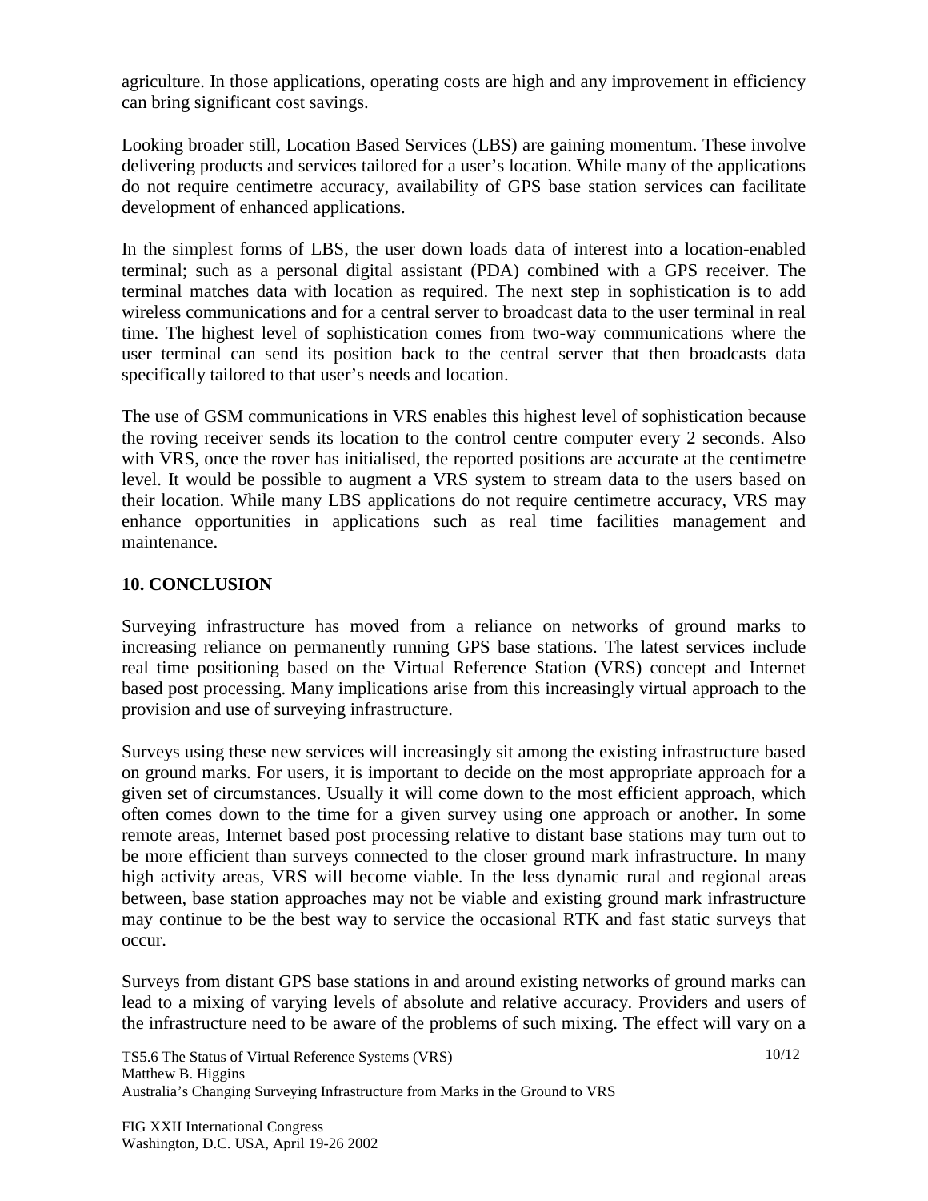agriculture. In those applications, operating costs are high and any improvement in efficiency can bring significant cost savings.

Looking broader still, Location Based Services (LBS) are gaining momentum. These involve delivering products and services tailored for a user's location. While many of the applications do not require centimetre accuracy, availability of GPS base station services can facilitate development of enhanced applications.

In the simplest forms of LBS, the user down loads data of interest into a location-enabled terminal; such as a personal digital assistant (PDA) combined with a GPS receiver. The terminal matches data with location as required. The next step in sophistication is to add wireless communications and for a central server to broadcast data to the user terminal in real time. The highest level of sophistication comes from two-way communications where the user terminal can send its position back to the central server that then broadcasts data specifically tailored to that user's needs and location.

The use of GSM communications in VRS enables this highest level of sophistication because the roving receiver sends its location to the control centre computer every 2 seconds. Also with VRS, once the rover has initialised, the reported positions are accurate at the centimetre level. It would be possible to augment a VRS system to stream data to the users based on their location. While many LBS applications do not require centimetre accuracy, VRS may enhance opportunities in applications such as real time facilities management and maintenance.

## 10. CONCLUSION

Surveying infrastructure has moved from a reliance on networks of ground marks to increasing reliance on permanently running GPS base stations. The latest services include real time positioning based on the Virtual Reference Station (VRS) concept and Internet based post processing. Many implications arise from this increasingly virtual approach to the provision and use of surveying infrastructure.

Surveys using these new services will increasingly sit among the existing infrastructure based on ground marks. For users, it is important to decide on the most appropriate approach for a given set of circumstances. Usually it will come down to the most efficient approach, which often comes down to the time for a given survey using one approach or another. In some remote areas, Internet based post processing relative to distant base stations may turn out to be more efficient than surveys connected to the closer ground mark infrastructure. In many high activity areas, VRS will become viable. In the less dynamic rural and regional areas between, base station approaches may not be viable and existing ground mark infrastructure may continue to be the best way to service the occasional RTK and fast static surveys that occur.

Surveys from distant GPS base stations in and around existing networks of ground marks can lead to a mixing of varying levels of absolute and relative accuracy. Providers and users of the infrastructure need to be aware of the problems of such mixing. The effect will vary on a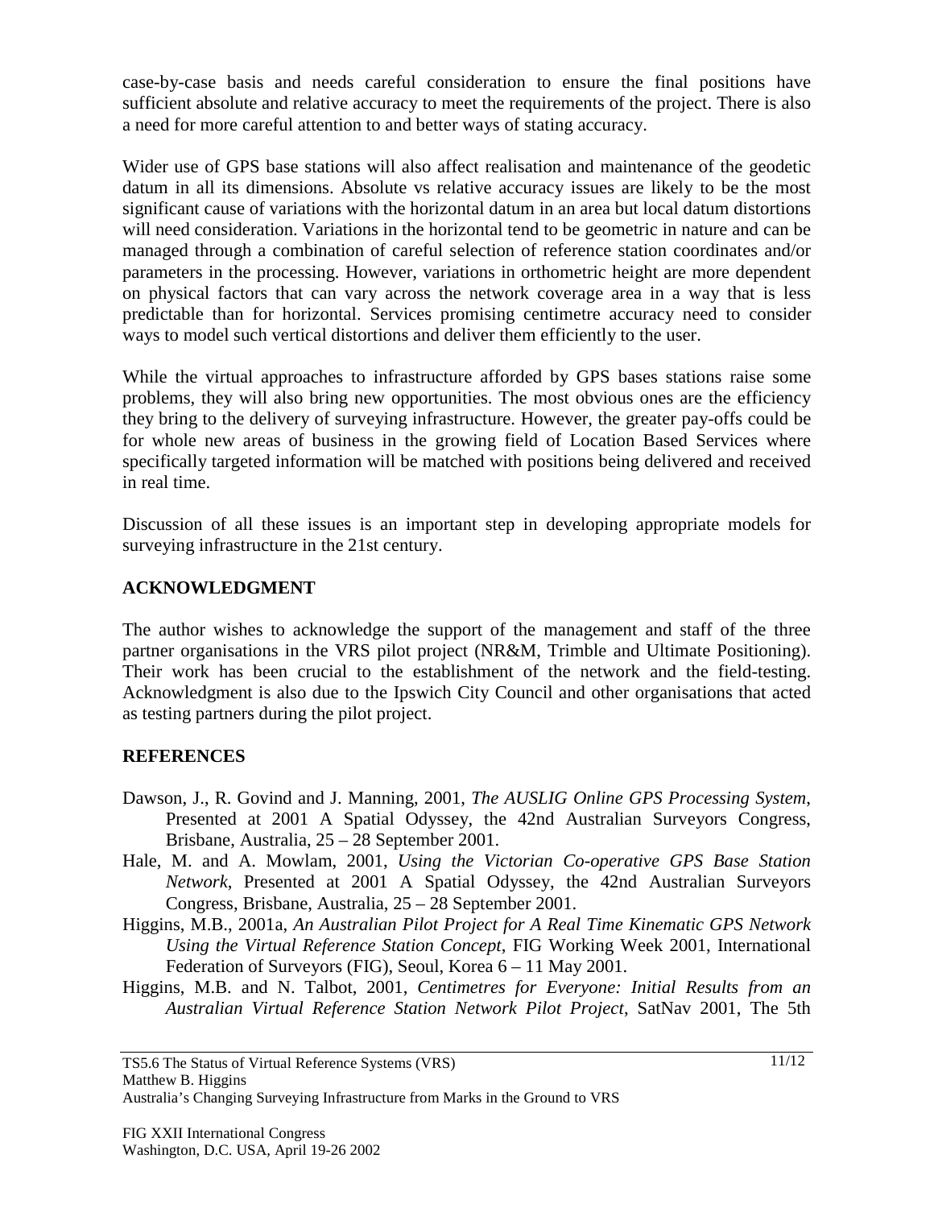case-by-case basis and needs careful consideration to ensure the final positions have sufficient absolute and relative accuracy to meet the requirements of the project. There is also a need for more careful attention to and better ways of stating accuracy.

Wider use of GPS base stations will also affect realisation and maintenance of the geodetic datum in all its dimensions. Absolute vs relative accuracy issues are likely to be the most significant cause of variations with the horizontal datum in an area but local datum distortions will need consideration. Variations in the horizontal tend to be geometric in nature and can be managed through a combination of careful selection of reference station coordinates and/or parameters in the processing. However, variations in orthometric height are more dependent on physical factors that can vary across the network coverage area in a way that is less predictable than for horizontal. Services promising centimetre accuracy need to consider ways to model such vertical distortions and deliver them efficiently to the user.

While the virtual approaches to infrastructure afforded by GPS bases stations raise some problems, they will also bring new opportunities. The most obvious ones are the efficiency they bring to the delivery of surveying infrastructure. However, the greater pay-offs could be for whole new areas of business in the growing field of Location Based Services where specifically targeted information will be matched with positions being delivered and received in real time.

Discussion of all these issues is an important step in developing appropriate models for surveying infrastructure in the 21st century.

## ACKNOWLEDGMENT

The author wishes to acknowledge the support of the management and staff of the three partner organisations in the VRS pilot project (NR&M, Trimble and Ultimate Positioning). Their work has been crucial to the establishment of the network and the field-testing. Acknowledgment is also due to the Ipswich City Council and other organisations that acted as testing partners during the pilot project.

## REFERENCES

Dawson, J., R. Govind and J. Manning, 2001, *The AUSLIG Online GPS Processing System*, Presented at 2001 A Spatial Odyssey, the 42nd Australian Surveyors Congress, Brisbane, Australia, 25 – 28 September 2001.

Hale, M. and A. Mowlam, 2001, *Using the Victorian Co-operative GPS Base Station Network*, Presented at 2001 A Spatial Odyssey, the 42nd Australian Surveyors Congress, Brisbane, Australia, 25 – 28 September 2001.

Higgins, M.B., 2001a, *An Australian Pilot Project for A Real Time Kinematic GPS Network Using the Virtual Reference Station Concept*, FIG Working Week 2001, International Federation of Surveyors (FIG), Seoul, Korea 6 – 11 May 2001.

Higgins, M.B. and N. Talbot, 2001, *Centimetres for Everyone: Initial Results from an Australian Virtual Reference Station Network Pilot Project*, SatNav 2001, The 5th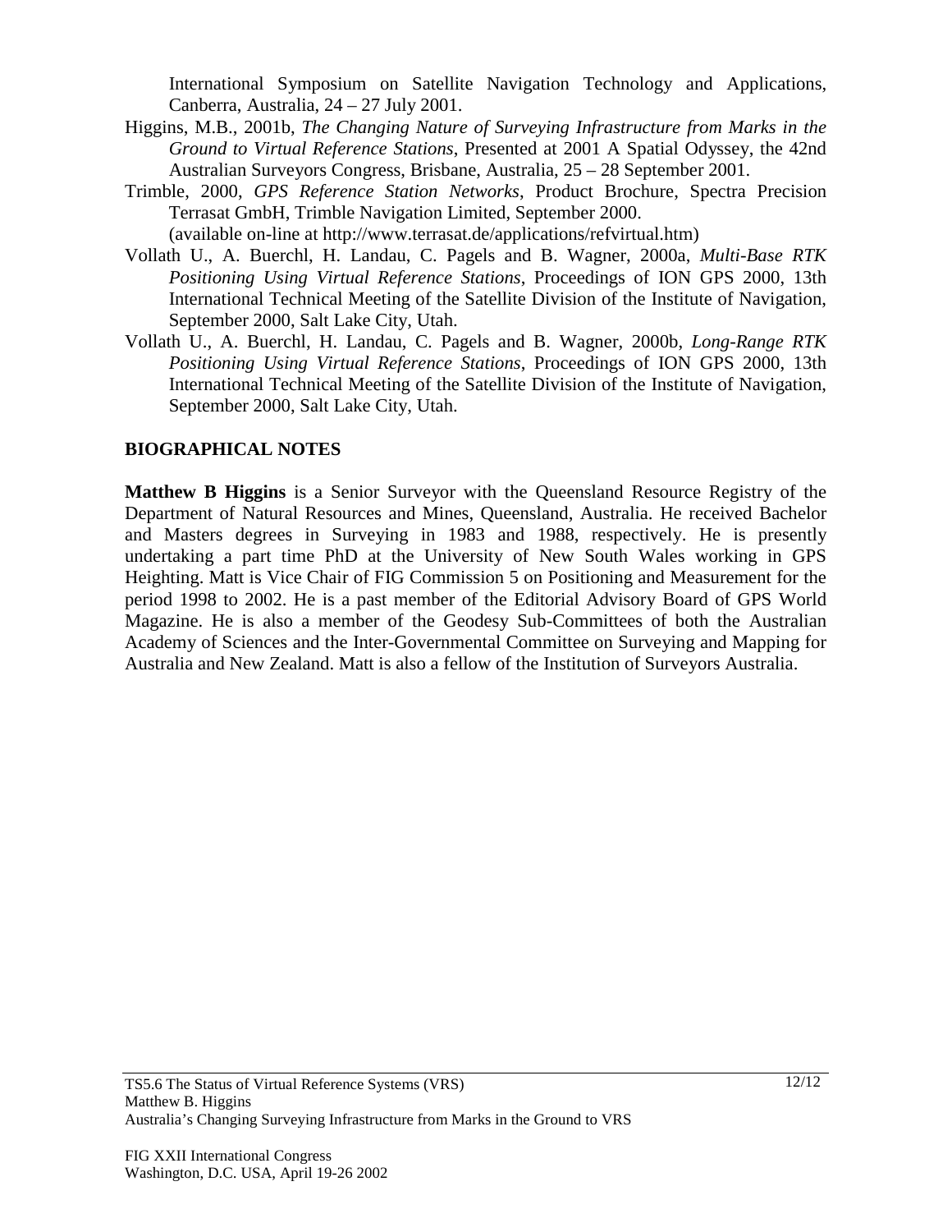International Symposium on Satellite Navigation Technology and Applications, Canberra, Australia, 24 – 27 July 2001.

Higgins, M.B., 2001b, *The Changing Nature of Surveying Infrastructure from Marks in the Ground to Virtual Reference Stations*, Presented at 2001 A Spatial Odyssey, the 42nd Australian Surveyors Congress, Brisbane, Australia, 25 – 28 September 2001.

Trimble, 2000, *GPS Reference Station Networks*, Product Brochure, Spectra Precision Terrasat GmbH, Trimble Navigation Limited, September 2000. (available on-line at http://www.terrasat.de/applications/refvirtual.htm)

Vollath U., A. Buerchl, H. Landau, C. Pagels and B. Wagner, 2000a, *Multi-Base RTK Positioning Using Virtual Reference Stations*, Proceedings of ION GPS 2000, 13th International Technical Meeting of the Satellite Division of the Institute of Navigation, September 2000, Salt Lake City, Utah.

Vollath U., A. Buerchl, H. Landau, C. Pagels and B. Wagner, 2000b, *Long-Range RTK Positioning Using Virtual Reference Stations*, Proceedings of ION GPS 2000, 13th International Technical Meeting of the Satellite Division of the Institute of Navigation, September 2000, Salt Lake City, Utah.

## BIOGRAPHICAL NOTES

**Matthew B Higgins** is a Senior Surveyor with the Queensland Resource Registry of the Department of Natural Resources and Mines, Queensland, Australia. He received Bachelor and Masters degrees in Surveying in 1983 and 1988, respectively. He is presently undertaking a part time PhD at the University of New South Wales working in GPS Heighting. Matt is Vice Chair of FIG Commission 5 on Positioning and Measurement for the period 1998 to 2002. He is a past member of the Editorial Advisory Board of GPS World Magazine. He is also a member of the Geodesy Sub-Committees of both the Australian Academy of Sciences and the Inter-Governmental Committee on Surveying and Mapping for Australia and New Zealand. Matt is also a fellow of the Institution of Surveyors Australia.